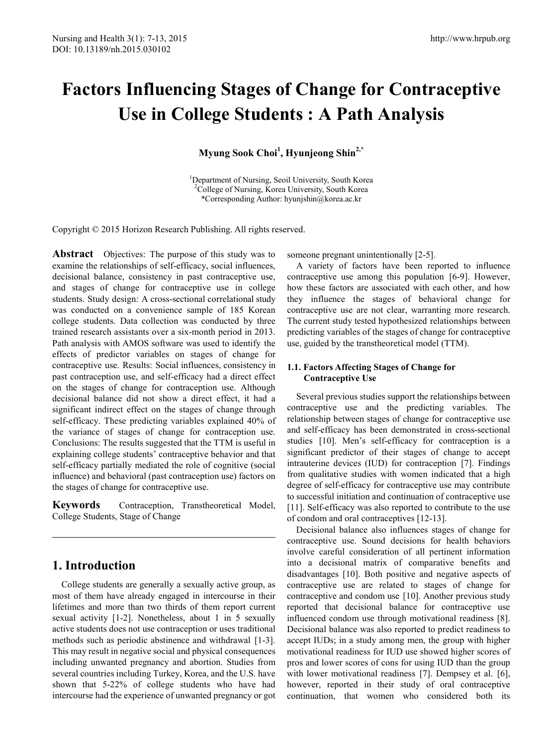# Factors Influencing Stages of Change for Contraceptive Use in College Students : A Path Analysis

**Myung Sook Choi[1], Hyunjeong Shin[2,*]**

[1]Department of Nursing, Seoil University, South Korea
[2]College of Nursing, Korea University, South Korea
*Corresponding Author: hyunjshin@korea.ac.kr

Copyright © 2015 Horizon Research Publishing. All rights reserved.

**Abstract** Objectives: The purpose of this study was to examine the relationships of self-efficacy, social influences, decisional balance, consistency in past contraceptive use, and stages of change for contraceptive use in college students. Study design: A cross-sectional correlational study was conducted on a convenience sample of 185 Korean college students. Data collection was conducted by three trained research assistants over a six-month period in 2013. Path analysis with AMOS software was used to identify the effects of predictor variables on stages of change for contraceptive use. Results: Social influences, consistency in past contraception use, and self-efficacy had a direct effect on the stages of change for contraception use. Although decisional balance did not show a direct effect, it had a significant indirect effect on the stages of change through self-efficacy. These predicting variables explained 40% of the variance of stages of change for contraception use. Conclusions: The results suggested that the TTM is useful in explaining college students' contraceptive behavior and that self-efficacy partially mediated the role of cognitive (social influence) and behavioral (past contraception use) factors on the stages of change for contraceptive use.

**Keywords** Contraception, Transtheoretical Model, College Students, Stage of Change

## 1. Introduction

College students are generally a sexually active group, as most of them have already engaged in intercourse in their lifetimes and more than two thirds of them report current sexual activity [1-2]. Nonetheless, about 1 in 5 sexually active students does not use contraception or uses traditional methods such as periodic abstinence and withdrawal [1-3]. This may result in negative social and physical consequences including unwanted pregnancy and abortion. Studies from several countries including Turkey, Korea, and the U.S. have shown that 5-22% of college students who have had intercourse had the experience of unwanted pregnancy or got someone pregnant unintentionally [2-5].

A variety of factors have been reported to influence contraceptive use among this population [6-9]. However, how these factors are associated with each other, and how they influence the stages of behavioral change for contraceptive use are not clear, warranting more research. The current study tested hypothesized relationships between predicting variables of the stages of change for contraceptive use, guided by the transtheoretical model (TTM).

### 1.1. Factors Affecting Stages of Change for Contraceptive Use

Several previous studies support the relationships between contraceptive use and the predicting variables. The relationship between stages of change for contraceptive use and self-efficacy has been demonstrated in cross-sectional studies [10]. Men's self-efficacy for contraception is a significant predictor of their stages of change to accept intrauterine devices (IUD) for contraception [7]. Findings from qualitative studies with women indicated that a high degree of self-efficacy for contraceptive use may contribute to successful initiation and continuation of contraceptive use [11]. Self-efficacy was also reported to contribute to the use of condom and oral contraceptives [12-13].

Decisional balance also influences stages of change for contraceptive use. Sound decisions for health behaviors involve careful consideration of all pertinent information into a decisional matrix of comparative benefits and disadvantages [10]. Both positive and negative aspects of contraceptive use are related to stages of change for contraceptive and condom use [10]. Another previous study reported that decisional balance for contraceptive use influenced condom use through motivational readiness [8]. Decisional balance was also reported to predict readiness to accept IUDs; in a study among men, the group with higher motivational readiness for IUD use showed higher scores of pros and lower scores of cons for using IUD than the group with lower motivational readiness [7]. Dempsey et al. [6], however, reported in their study of oral contraceptive continuation, that women who considered both its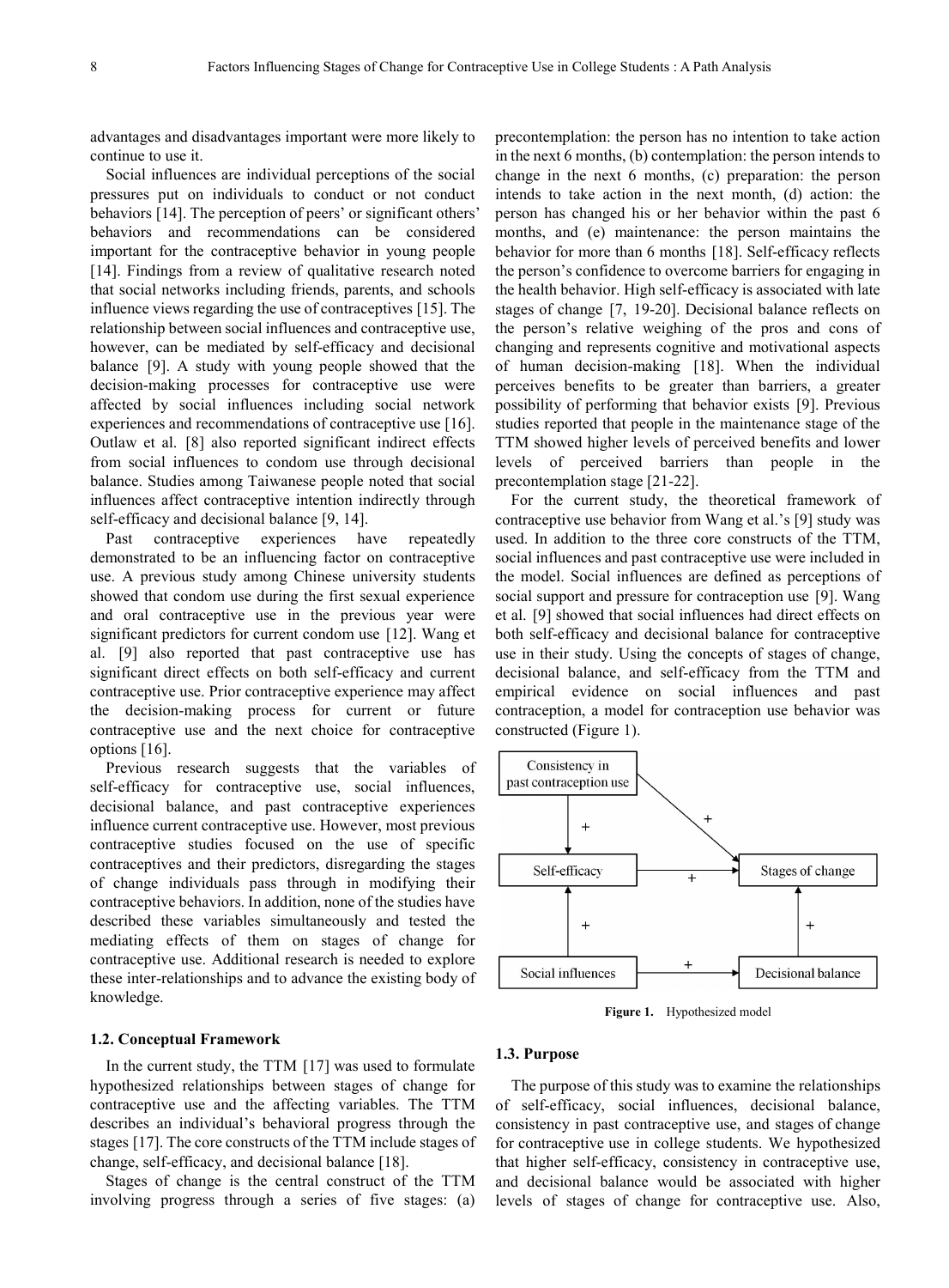advantages and disadvantages important were more likely to continue to use it.

Social influences are individual perceptions of the social pressures put on individuals to conduct or not conduct behaviors [14]. The perception of peers' or significant others' behaviors and recommendations can be considered important for the contraceptive behavior in young people [14]. Findings from a review of qualitative research noted that social networks including friends, parents, and schools influence views regarding the use of contraceptives [15]. The relationship between social influences and contraceptive use, however, can be mediated by self-efficacy and decisional balance [9]. A study with young people showed that the decision-making processes for contraceptive use were affected by social influences including social network experiences and recommendations of contraceptive use [16]. Outlaw et al. [8] also reported significant indirect effects from social influences to condom use through decisional balance. Studies among Taiwanese people noted that social influences affect contraceptive intention indirectly through self-efficacy and decisional balance [9, 14].

Past contraceptive experiences have repeatedly demonstrated to be an influencing factor on contraceptive use. A previous study among Chinese university students showed that condom use during the first sexual experience and oral contraceptive use in the previous year were significant predictors for current condom use [12]. Wang et al. [9] also reported that past contraceptive use has significant direct effects on both self-efficacy and current contraceptive use. Prior contraceptive experience may affect the decision-making process for current or future contraceptive use and the next choice for contraceptive options [16].

Previous research suggests that the variables of self-efficacy for contraceptive use, social influences, decisional balance, and past contraceptive experiences influence current contraceptive use. However, most previous contraceptive studies focused on the use of specific contraceptives and their predictors, disregarding the stages of change individuals pass through in modifying their contraceptive behaviors. In addition, none of the studies have described these variables simultaneously and tested the mediating effects of them on stages of change for contraceptive use. Additional research is needed to explore these inter-relationships and to advance the existing body of knowledge.

### 1.2. Conceptual Framework

In the current study, the TTM [17] was used to formulate hypothesized relationships between stages of change for contraceptive use and the affecting variables. The TTM describes an individual's behavioral progress through the stages [17]. The core constructs of the TTM include stages of change, self-efficacy, and decisional balance [18].

Stages of change is the central construct of the TTM involving progress through a series of five stages: (a) precontemplation: the person has no intention to take action in the next 6 months, (b) contemplation: the person intends to change in the next 6 months, (c) preparation: the person intends to take action in the next month, (d) action: the person has changed his or her behavior within the past 6 months, and (e) maintenance: the person maintains the behavior for more than 6 months [18]. Self-efficacy reflects the person's confidence to overcome barriers for engaging in the health behavior. High self-efficacy is associated with late stages of change [7, 19-20]. Decisional balance reflects on the person's relative weighing of the pros and cons of changing and represents cognitive and motivational aspects of human decision-making [18]. When the individual perceives benefits to be greater than barriers, a greater possibility of performing that behavior exists [9]. Previous studies reported that people in the maintenance stage of the TTM showed higher levels of perceived benefits and lower levels of perceived barriers than people in the precontemplation stage [21-22].

For the current study, the theoretical framework of contraceptive use behavior from Wang et al.'s [9] study was used. In addition to the three core constructs of the TTM, social influences and past contraceptive use were included in the model. Social influences are defined as perceptions of social support and pressure for contraception use [9]. Wang et al. [9] showed that social influences had direct effects on both self-efficacy and decisional balance for contraceptive use in their study. Using the concepts of stages of change, decisional balance, and self-efficacy from the TTM and empirical evidence on social influences and past contraception, a model for contraception use behavior was constructed (Figure 1).

Consistency in past contraception use → (+) Self-efficacy; Consistency in past contraception use → (+) Stages of change; Self-efficacy → (+) Stages of change; Social influences → (+) Self-efficacy; Social influences → (+) Decisional balance; Decisional balance → (+) Stages of change

**Figure 1.** Hypothesized model

### 1.3. Purpose

The purpose of this study was to examine the relationships of self-efficacy, social influences, decisional balance, consistency in past contraceptive use, and stages of change for contraceptive use in college students. We hypothesized that higher self-efficacy, consistency in contraceptive use, and decisional balance would be associated with higher levels of stages of change for contraceptive use. Also,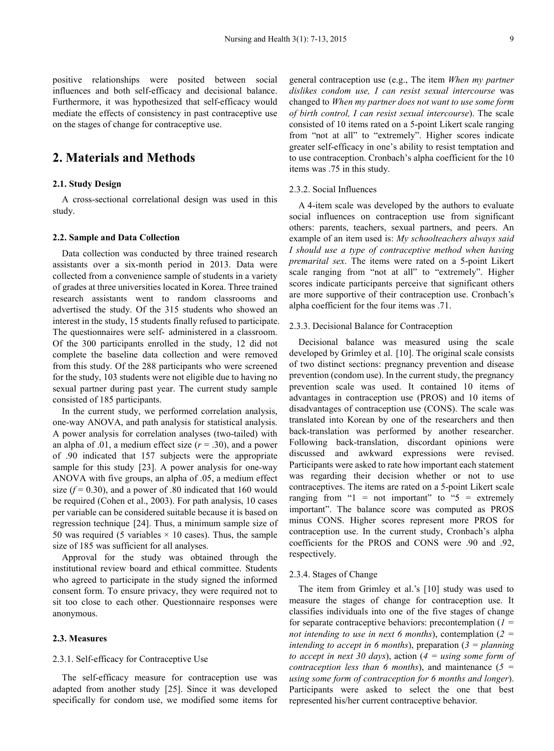positive relationships were posited between social influences and both self-efficacy and decisional balance. Furthermore, it was hypothesized that self-efficacy would mediate the effects of consistency in past contraceptive use on the stages of change for contraceptive use.

## 2. Materials and Methods

### 2.1. Study Design

A cross-sectional correlational design was used in this study.

### 2.2. Sample and Data Collection

Data collection was conducted by three trained research assistants over a six-month period in 2013. Data were collected from a convenience sample of students in a variety of grades at three universities located in Korea. Three trained research assistants went to random classrooms and advertised the study. Of the 315 students who showed an interest in the study, 15 students finally refused to participate. The questionnaires were self- administered in a classroom. Of the 300 participants enrolled in the study, 12 did not complete the baseline data collection and were removed from this study. Of the 288 participants who were screened for the study, 103 students were not eligible due to having no sexual partner during past year. The current study sample consisted of 185 participants.

In the current study, we performed correlation analysis, one-way ANOVA, and path analysis for statistical analysis. A power analysis for correlation analyses (two-tailed) with an alpha of .01, a medium effect size ($r = .30$), and a power of .90 indicated that 157 subjects were the appropriate sample for this study [23]. A power analysis for one-way ANOVA with five groups, an alpha of .05, a medium effect size ($f = 0.30$), and a power of .80 indicated that 160 would be required (Cohen et al., 2003). For path analysis, 10 cases per variable can be considered suitable because it is based on regression technique [24]. Thus, a minimum sample size of 50 was required (5 variables × 10 cases). Thus, the sample size of 185 was sufficient for all analyses.

Approval for the study was obtained through the institutional review board and ethical committee. Students who agreed to participate in the study signed the informed consent form. To ensure privacy, they were required not to sit too close to each other. Questionnaire responses were anonymous.

### 2.3. Measures

#### 2.3.1. Self-efficacy for Contraceptive Use

The self-efficacy measure for contraception use was adapted from another study [25]. Since it was developed specifically for condom use, we modified some items for general contraception use (e.g., The item *When my partner dislikes condom use, I can resist sexual intercourse* was changed to *When my partner does not want to use some form of birth control, I can resist sexual intercourse*). The scale consisted of 10 items rated on a 5-point Likert scale ranging from "not at all" to "extremely". Higher scores indicate greater self-efficacy in one's ability to resist temptation and to use contraception. Cronbach's alpha coefficient for the 10 items was .75 in this study.

#### 2.3.2. Social Influences

A 4-item scale was developed by the authors to evaluate social influences on contraception use from significant others: parents, teachers, sexual partners, and peers. An example of an item used is: *My schoolteachers always said I should use a type of contraceptive method when having premarital sex*. The items were rated on a 5-point Likert scale ranging from "not at all" to "extremely". Higher scores indicate participants perceive that significant others are more supportive of their contraception use. Cronbach's alpha coefficient for the four items was .71.

#### 2.3.3. Decisional Balance for Contraception

Decisional balance was measured using the scale developed by Grimley et al. [10]. The original scale consists of two distinct sections: pregnancy prevention and disease prevention (condom use). In the current study, the pregnancy prevention scale was used. It contained 10 items of advantages in contraception use (PROS) and 10 items of disadvantages of contraception use (CONS). The scale was translated into Korean by one of the researchers and then back-translation was performed by another researcher. Following back-translation, discordant opinions were discussed and awkward expressions were revised. Participants were asked to rate how important each statement was regarding their decision whether or not to use contraceptives. The items are rated on a 5-point Likert scale ranging from "1 = not important" to "5 = extremely important". The balance score was computed as PROS minus CONS. Higher scores represent more PROS for contraception use. In the current study, Cronbach's alpha coefficients for the PROS and CONS were .90 and .92, respectively.

#### 2.3.4. Stages of Change

The item from Grimley et al.'s [10] study was used to measure the stages of change for contraception use. It classifies individuals into one of the five stages of change for separate contraceptive behaviors: precontemplation (*1 = not intending to use in next 6 months*), contemplation (*2 = intending to accept in 6 months*), preparation (*3 = planning to accept in next 30 days*), action (*4 = using some form of contraception less than 6 months*), and maintenance (*5 = using some form of contraception for 6 months and longer*). Participants were asked to select the one that best represented his/her current contraceptive behavior.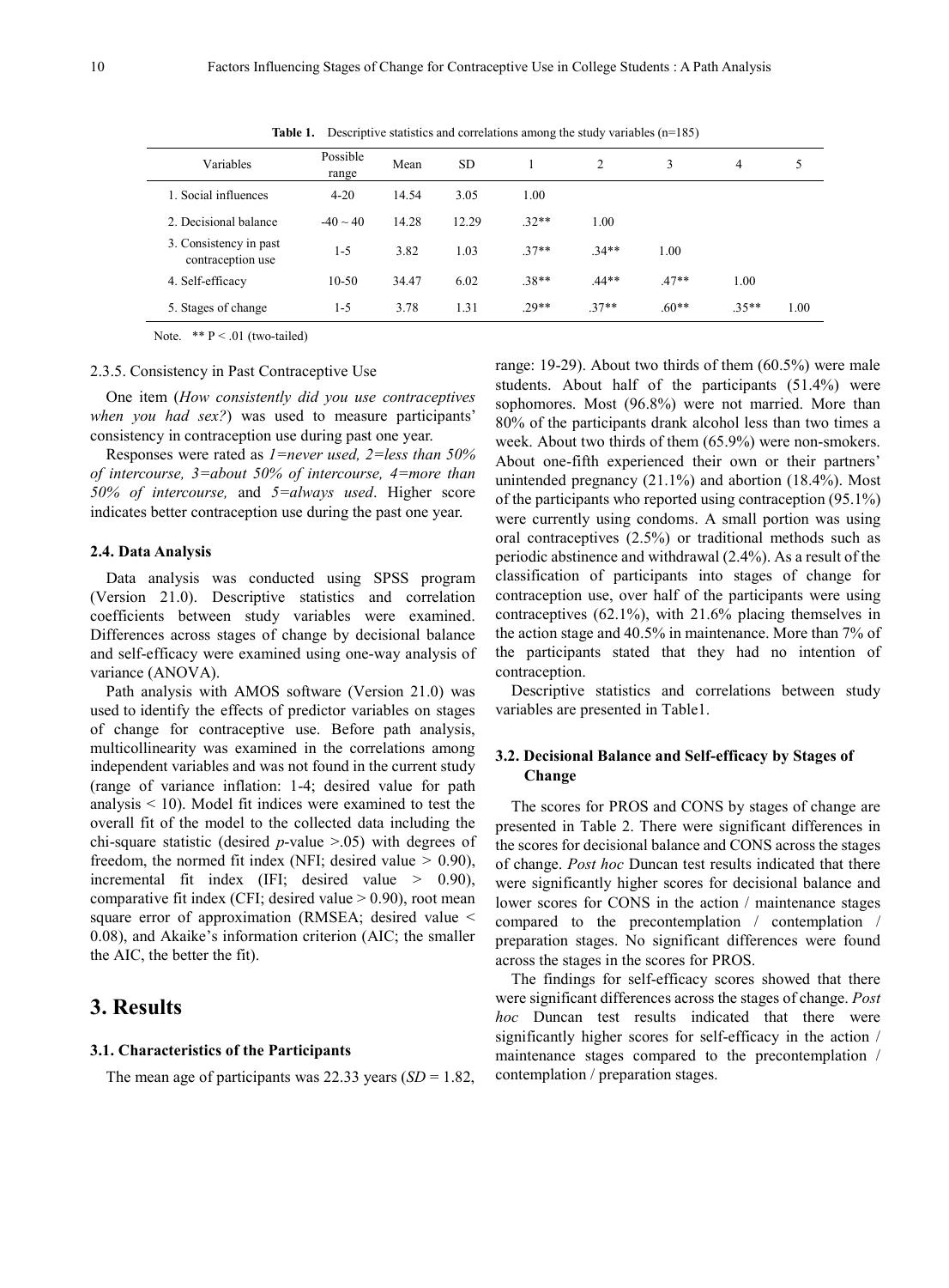**Table 1.** Descriptive statistics and correlations among the study variables (n=185)

| Variables | Possible range | Mean | SD | 1 | 2 | 3 | 4 | 5 |
|---|---|---|---|---|---|---|---|---|
| 1. Social influences | 4-20 | 14.54 | 3.05 | 1.00 | | | | |
| 2. Decisional balance | -40 ~ 40 | 14.28 | 12.29 | .32** | 1.00 | | | |
| 3. Consistency in past contraception use | 1-5 | 3.82 | 1.03 | .37** | .34** | 1.00 | | |
| 4. Self-efficacy | 10-50 | 34.47 | 6.02 | .38** | .44** | .47** | 1.00 | |
| 5. Stages of change | 1-5 | 3.78 | 1.31 | .29** | .37** | .60** | .35** | 1.00 |

Note. ** P < .01 (two-tailed)

2.3.5. Consistency in Past Contraceptive Use

One item (*How consistently did you use contraceptives when you had sex?*) was used to measure participants' consistency in contraception use during past one year.

Responses were rated as *1=never used, 2=less than 50% of intercourse, 3=about 50% of intercourse, 4=more than 50% of intercourse,* and *5=always used*. Higher score indicates better contraception use during the past one year.

### 2.4. Data Analysis

Data analysis was conducted using SPSS program (Version 21.0). Descriptive statistics and correlation coefficients between study variables were examined. Differences across stages of change by decisional balance and self-efficacy were examined using one-way analysis of variance (ANOVA).

Path analysis with AMOS software (Version 21.0) was used to identify the effects of predictor variables on stages of change for contraceptive use. Before path analysis, multicollinearity was examined in the correlations among independent variables and was not found in the current study (range of variance inflation: 1-4; desired value for path analysis < 10). Model fit indices were examined to test the overall fit of the model to the collected data including the chi-square statistic (desired *p*-value >.05) with degrees of freedom, the normed fit index (NFI; desired value > 0.90), incremental fit index (IFI; desired value > 0.90), comparative fit index (CFI; desired value > 0.90), root mean square error of approximation (RMSEA; desired value < 0.08), and Akaike's information criterion (AIC; the smaller the AIC, the better the fit).

## 3. Results

### 3.1. Characteristics of the Participants

The mean age of participants was 22.33 years (*SD* = 1.82, range: 19-29). About two thirds of them (60.5%) were male students. About half of the participants (51.4%) were sophomores. Most (96.8%) were not married. More than 80% of the participants drank alcohol less than two times a week. About two thirds of them (65.9%) were non-smokers. About one-fifth experienced their own or their partners' unintended pregnancy (21.1%) and abortion (18.4%). Most of the participants who reported using contraception (95.1%) were currently using condoms. A small portion was using oral contraceptives (2.5%) or traditional methods such as periodic abstinence and withdrawal (2.4%). As a result of the classification of participants into stages of change for contraception use, over half of the participants were using contraceptives (62.1%), with 21.6% placing themselves in the action stage and 40.5% in maintenance. More than 7% of the participants stated that they had no intention of contraception.

Descriptive statistics and correlations between study variables are presented in Table1.

### 3.2. Decisional Balance and Self-efficacy by Stages of Change

The scores for PROS and CONS by stages of change are presented in Table 2. There were significant differences in the scores for decisional balance and CONS across the stages of change. *Post hoc* Duncan test results indicated that there were significantly higher scores for decisional balance and lower scores for CONS in the action / maintenance stages compared to the precontemplation / contemplation / preparation stages. No significant differences were found across the stages in the scores for PROS.

The findings for self-efficacy scores showed that there were significant differences across the stages of change. *Post hoc* Duncan test results indicated that there were significantly higher scores for self-efficacy in the action / maintenance stages compared to the precontemplation / contemplation / preparation stages.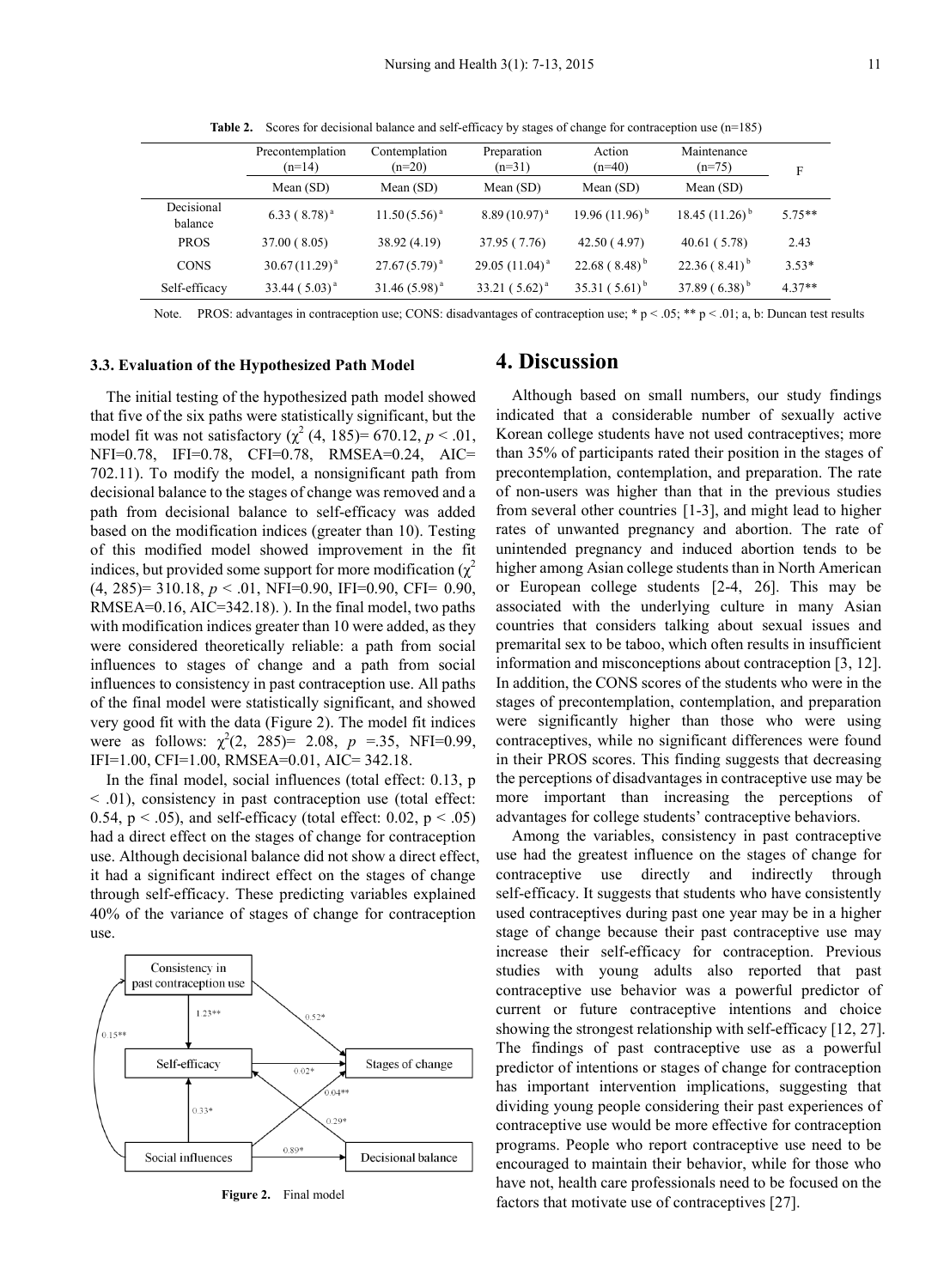**Table 2.** Scores for decisional balance and self-efficacy by stages of change for contraception use (n=185)

| | Precontemplation (n=14) | Contemplation (n=20) | Preparation (n=31) | Action (n=40) | Maintenance (n=75) | F |
|---|---|---|---|---|---|---|
| | Mean (SD) | Mean (SD) | Mean (SD) | Mean (SD) | Mean (SD) | |
| Decisional balance | 6.33 ( 8.78) [a] | 11.50 (5.56) [a] | 8.89 (10.97) [a] | 19.96 (11.96) [b] | 18.45 (11.26) [b] | 5.75** |
| PROS | 37.00 ( 8.05) | 38.92 (4.19) | 37.95 ( 7.76) | 42.50 ( 4.97) | 40.61 ( 5.78) | 2.43 |
| CONS | 30.67 (11.29) [a] | 27.67 (5.79) [a] | 29.05 (11.04) [a] | 22.68 ( 8.48) [b] | 22.36 ( 8.41) [b] | 3.53* |
| Self-efficacy | 33.44 ( 5.03) [a] | 31.46 (5.98) [a] | 33.21 ( 5.62) [a] | 35.31 ( 5.61) [b] | 37.89 ( 6.38) [b] | 4.37** |

Note. PROS: advantages in contraception use; CONS: disadvantages of contraception use; * $p < .05$; ** $p < .01$; a, b: Duncan test results

### 3.3. Evaluation of the Hypothesized Path Model

The initial testing of the hypothesized path model showed that five of the six paths were statistically significant, but the model fit was not satisfactory ($\chi^2$ (4, 185)= 670.12, $p < .01$, NFI=0.78, IFI=0.78, CFI=0.78, RMSEA=0.24, AIC= 702.11). To modify the model, a nonsignificant path from decisional balance to the stages of change was removed and a path from decisional balance to self-efficacy was added based on the modification indices (greater than 10). Testing of this modified model showed improvement in the fit indices, but provided some support for more modification ($\chi^2$ (4, 285)= 310.18, $p < .01$, NFI=0.90, IFI=0.90, CFI= 0.90, RMSEA=0.16, AIC=342.18). ). In the final model, two paths with modification indices greater than 10 were added, as they were considered theoretically reliable: a path from social influences to stages of change and a path from social influences to consistency in past contraception use. All paths of the final model were statistically significant, and showed very good fit with the data (Figure 2). The model fit indices were as follows: $\chi^2$(2, 285)= 2.08, $p$ =.35, NFI=0.99, IFI=1.00, CFI=1.00, RMSEA=0.01, AIC= 342.18.

In the final model, social influences (total effect: 0.13, $p < .01$), consistency in past contraception use (total effect: 0.54, $p < .05$), and self-efficacy (total effect: 0.02, $p < .05$) had a direct effect on the stages of change for contraception use. Although decisional balance did not show a direct effect, it had a significant indirect effect on the stages of change through self-efficacy. These predicting variables explained 40% of the variance of stages of change for contraception use.

**Figure 2.** Final model

## 4. Discussion

Although based on small numbers, our study findings indicated that a considerable number of sexually active Korean college students have not used contraceptives; more than 35% of participants rated their position in the stages of precontemplation, contemplation, and preparation. The rate of non-users was higher than that in the previous studies from several other countries [1-3], and might lead to higher rates of unwanted pregnancy and abortion. The rate of unintended pregnancy and induced abortion tends to be higher among Asian college students than in North American or European college students [2-4, 26]. This may be associated with the underlying culture in many Asian countries that considers talking about sexual issues and premarital sex to be taboo, which often results in insufficient information and misconceptions about contraception [3, 12]. In addition, the CONS scores of the students who were in the stages of precontemplation, contemplation, and preparation were significantly higher than those who were using contraceptives, while no significant differences were found in their PROS scores. This finding suggests that decreasing the perceptions of disadvantages in contraceptive use may be more important than increasing the perceptions of advantages for college students' contraceptive behaviors.

Among the variables, consistency in past contraceptive use had the greatest influence on the stages of change for contraceptive use directly and indirectly through self-efficacy. It suggests that students who have consistently used contraceptives during past one year may be in a higher stage of change because their past contraceptive use may increase their self-efficacy for contraception. Previous studies with young adults also reported that past contraceptive use behavior was a powerful predictor of current or future contraceptive intentions and choice showing the strongest relationship with self-efficacy [12, 27]. The findings of past contraceptive use as a powerful predictor of intentions or stages of change for contraception has important intervention implications, suggesting that dividing young people considering their past experiences of contraceptive use would be more effective for contraception programs. People who report contraceptive use need to be encouraged to maintain their behavior, while for those who have not, health care professionals need to be focused on the factors that motivate use of contraceptives [27].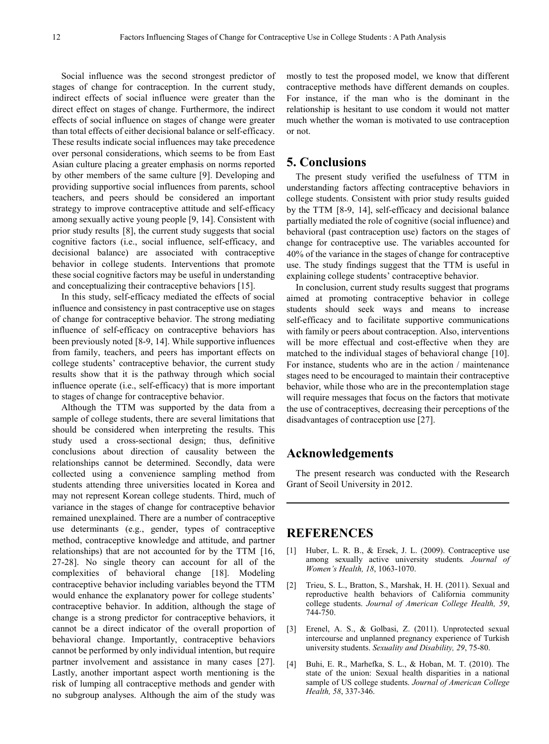Social influence was the second strongest predictor of stages of change for contraception. In the current study, indirect effects of social influence were greater than the direct effect on stages of change. Furthermore, the indirect effects of social influence on stages of change were greater than total effects of either decisional balance or self-efficacy. These results indicate social influences may take precedence over personal considerations, which seems to be from East Asian culture placing a greater emphasis on norms reported by other members of the same culture [9]. Developing and providing supportive social influences from parents, school teachers, and peers should be considered an important strategy to improve contraceptive attitude and self-efficacy among sexually active young people [9, 14]. Consistent with prior study results [8], the current study suggests that social cognitive factors (i.e., social influence, self-efficacy, and decisional balance) are associated with contraceptive behavior in college students. Interventions that promote these social cognitive factors may be useful in understanding and conceptualizing their contraceptive behaviors [15].

In this study, self-efficacy mediated the effects of social influence and consistency in past contraceptive use on stages of change for contraceptive behavior. The strong mediating influence of self-efficacy on contraceptive behaviors has been previously noted [8-9, 14]. While supportive influences from family, teachers, and peers has important effects on college students' contraceptive behavior, the current study results show that it is the pathway through which social influence operate (i.e., self-efficacy) that is more important to stages of change for contraceptive behavior.

Although the TTM was supported by the data from a sample of college students, there are several limitations that should be considered when interpreting the results. This study used a cross-sectional design; thus, definitive conclusions about direction of causality between the relationships cannot be determined. Secondly, data were collected using a convenience sampling method from students attending three universities located in Korea and may not represent Korean college students. Third, much of variance in the stages of change for contraceptive behavior remained unexplained. There are a number of contraceptive use determinants (e.g., gender, types of contraceptive method, contraceptive knowledge and attitude, and partner relationships) that are not accounted for by the TTM [16, 27-28]. No single theory can account for all of the complexities of behavioral change [18]. Modeling contraceptive behavior including variables beyond the TTM would enhance the explanatory power for college students' contraceptive behavior. In addition, although the stage of change is a strong predictor for contraceptive behaviors, it cannot be a direct indicator of the overall proportion of behavioral change. Importantly, contraceptive behaviors cannot be performed by only individual intention, but require partner involvement and assistance in many cases [27]. Lastly, another important aspect worth mentioning is the risk of lumping all contraceptive methods and gender with no subgroup analyses. Although the aim of the study was mostly to test the proposed model, we know that different contraceptive methods have different demands on couples. For instance, if the man who is the dominant in the relationship is hesitant to use condom it would not matter much whether the woman is motivated to use contraception or not.

## 5. Conclusions

The present study verified the usefulness of TTM in understanding factors affecting contraceptive behaviors in college students. Consistent with prior study results guided by the TTM [8-9, 14], self-efficacy and decisional balance partially mediated the role of cognitive (social influence) and behavioral (past contraception use) factors on the stages of change for contraceptive use. The variables accounted for 40% of the variance in the stages of change for contraceptive use. The study findings suggest that the TTM is useful in explaining college students' contraceptive behavior.

In conclusion, current study results suggest that programs aimed at promoting contraceptive behavior in college students should seek ways and means to increase self-efficacy and to facilitate supportive communications with family or peers about contraception. Also, interventions will be more effectual and cost-effective when they are matched to the individual stages of behavioral change [10]. For instance, students who are in the action / maintenance stages need to be encouraged to maintain their contraceptive behavior, while those who are in the precontemplation stage will require messages that focus on the factors that motivate the use of contraceptives, decreasing their perceptions of the disadvantages of contraception use [27].

## Acknowledgements

The present research was conducted with the Research Grant of Seoil University in 2012.

## REFERENCES

[1] Huber, L. R. B., & Ersek, J. L. (2009). Contraceptive use among sexually active university students*.* *Journal of Women's Health, 18*, 1063-1070.

[2] Trieu, S. L., Bratton, S., Marshak, H. H. (2011). Sexual and reproductive health behaviors of California community college students. *Journal of American College Health, 59*, 744-750.

[3] Erenel, A. S., & Golbasi, Z. (2011). Unprotected sexual intercourse and unplanned pregnancy experience of Turkish university students. *Sexuality and Disability, 29*, 75-80.

[4] Buhi, E. R., Marhefka, S. L., & Hoban, M. T. (2010). The state of the union: Sexual health disparities in a national sample of US college students. *Journal of American College Health, 58*, 337-346.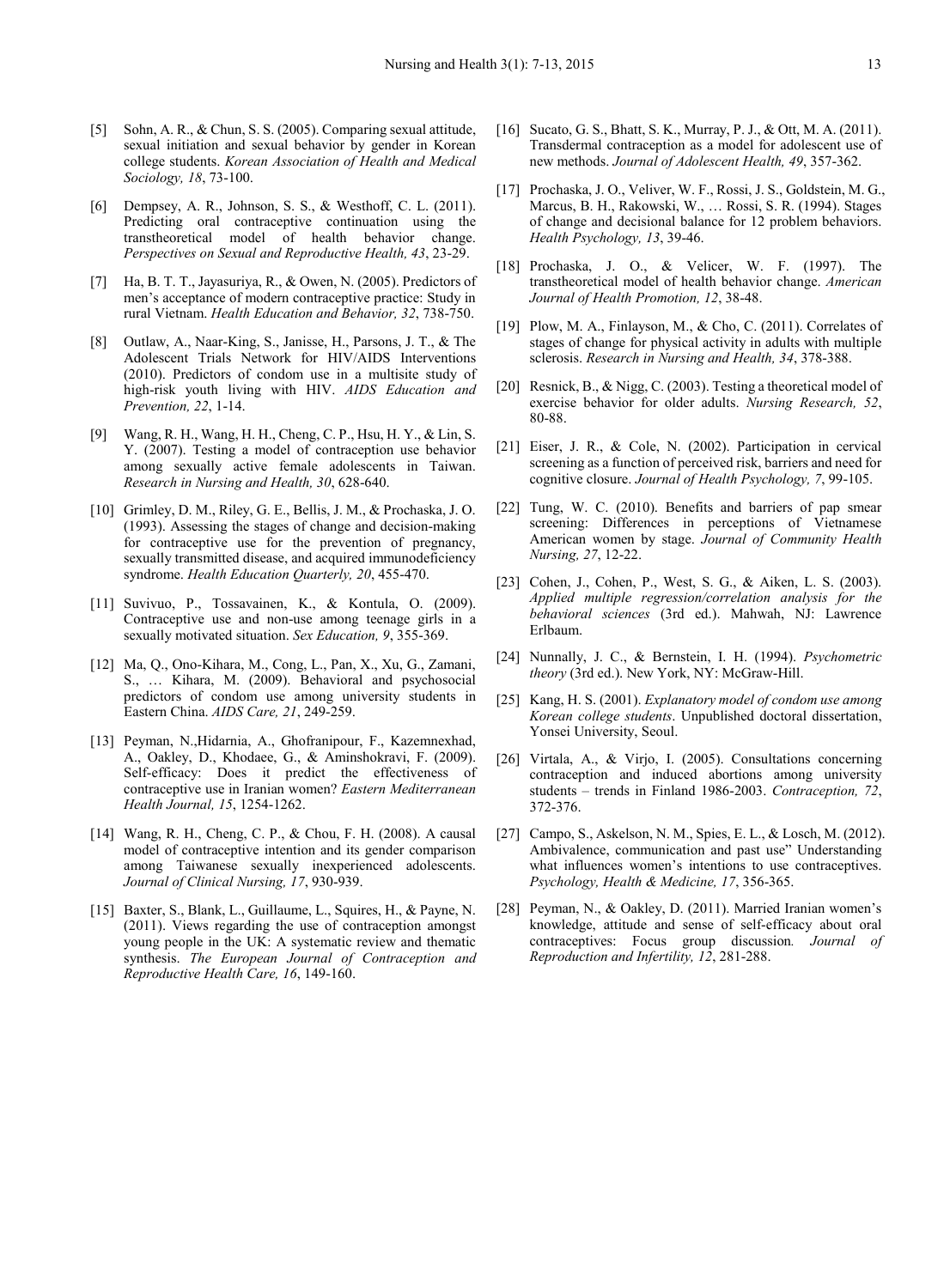[5] Sohn, A. R., & Chun, S. S. (2005). Comparing sexual attitude, sexual initiation and sexual behavior by gender in Korean college students. *Korean Association of Health and Medical Sociology, 18*, 73-100.

[6] Dempsey, A. R., Johnson, S. S., & Westhoff, C. L. (2011). Predicting oral contraceptive continuation using the transtheoretical model of health behavior change. *Perspectives on Sexual and Reproductive Health, 43*, 23-29.

[7] Ha, B. T. T., Jayasuriya, R., & Owen, N. (2005). Predictors of men's acceptance of modern contraceptive practice: Study in rural Vietnam. *Health Education and Behavior, 32*, 738-750.

[8] Outlaw, A., Naar-King, S., Janisse, H., Parsons, J. T., & The Adolescent Trials Network for HIV/AIDS Interventions (2010). Predictors of condom use in a multisite study of high-risk youth living with HIV. *AIDS Education and Prevention, 22*, 1-14.

[9] Wang, R. H., Wang, H. H., Cheng, C. P., Hsu, H. Y., & Lin, S. Y. (2007). Testing a model of contraception use behavior among sexually active female adolescents in Taiwan. *Research in Nursing and Health, 30*, 628-640.

[10] Grimley, D. M., Riley, G. E., Bellis, J. M., & Prochaska, J. O. (1993). Assessing the stages of change and decision-making for contraceptive use for the prevention of pregnancy, sexually transmitted disease, and acquired immunodeficiency syndrome. *Health Education Quarterly, 20*, 455-470.

[11] Suvivuo, P., Tossavainen, K., & Kontula, O. (2009). Contraceptive use and non-use among teenage girls in a sexually motivated situation. *Sex Education, 9*, 355-369.

[12] Ma, Q., Ono-Kihara, M., Cong, L., Pan, X., Xu, G., Zamani, S., … Kihara, M. (2009). Behavioral and psychosocial predictors of condom use among university students in Eastern China. *AIDS Care, 21*, 249-259.

[13] Peyman, N.,Hidarnia, A., Ghofranipour, F., Kazemnexhad, A., Oakley, D., Khodaee, G., & Aminshokravi, F. (2009). Self-efficacy: Does it predict the effectiveness of contraceptive use in Iranian women? *Eastern Mediterranean Health Journal, 15*, 1254-1262.

[14] Wang, R. H., Cheng, C. P., & Chou, F. H. (2008). A causal model of contraceptive intention and its gender comparison among Taiwanese sexually inexperienced adolescents. *Journal of Clinical Nursing, 17*, 930-939.

[15] Baxter, S., Blank, L., Guillaume, L., Squires, H., & Payne, N. (2011). Views regarding the use of contraception amongst young people in the UK: A systematic review and thematic synthesis. *The European Journal of Contraception and Reproductive Health Care, 16*, 149-160.

[16] Sucato, G. S., Bhatt, S. K., Murray, P. J., & Ott, M. A. (2011). Transdermal contraception as a model for adolescent use of new methods. *Journal of Adolescent Health, 49*, 357-362.

[17] Prochaska, J. O., Veliver, W. F., Rossi, J. S., Goldstein, M. G., Marcus, B. H., Rakowski, W., … Rossi, S. R. (1994). Stages of change and decisional balance for 12 problem behaviors. *Health Psychology, 13*, 39-46.

[18] Prochaska, J. O., & Velicer, W. F. (1997). The transtheoretical model of health behavior change. *American Journal of Health Promotion, 12*, 38-48.

[19] Plow, M. A., Finlayson, M., & Cho, C. (2011). Correlates of stages of change for physical activity in adults with multiple sclerosis. *Research in Nursing and Health, 34*, 378-388.

[20] Resnick, B., & Nigg, C. (2003). Testing a theoretical model of exercise behavior for older adults. *Nursing Research, 52*, 80-88.

[21] Eiser, J. R., & Cole, N. (2002). Participation in cervical screening as a function of perceived risk, barriers and need for cognitive closure. *Journal of Health Psychology, 7*, 99-105.

[22] Tung, W. C. (2010). Benefits and barriers of pap smear screening: Differences in perceptions of Vietnamese American women by stage. *Journal of Community Health Nursing, 27*, 12-22.

[23] Cohen, J., Cohen, P., West, S. G., & Aiken, L. S. (2003). *Applied multiple regression/correlation analysis for the behavioral sciences* (3rd ed.). Mahwah, NJ: Lawrence Erlbaum.

[24] Nunnally, J. C., & Bernstein, I. H. (1994). *Psychometric theory* (3rd ed.). New York, NY: McGraw-Hill.

[25] Kang, H. S. (2001). *Explanatory model of condom use among Korean college students*. Unpublished doctoral dissertation, Yonsei University, Seoul.

[26] Virtala, A., & Virjo, I. (2005). Consultations concerning contraception and induced abortions among university students – trends in Finland 1986-2003. *Contraception, 72*, 372-376.

[27] Campo, S., Askelson, N. M., Spies, E. L., & Losch, M. (2012). Ambivalence, communication and past use" Understanding what influences women's intentions to use contraceptives. *Psychology, Health & Medicine, 17*, 356-365.

[28] Peyman, N., & Oakley, D. (2011). Married Iranian women's knowledge, attitude and sense of self-efficacy about oral contraceptives: Focus group discussion*. Journal of Reproduction and Infertility, 12*, 281-288.